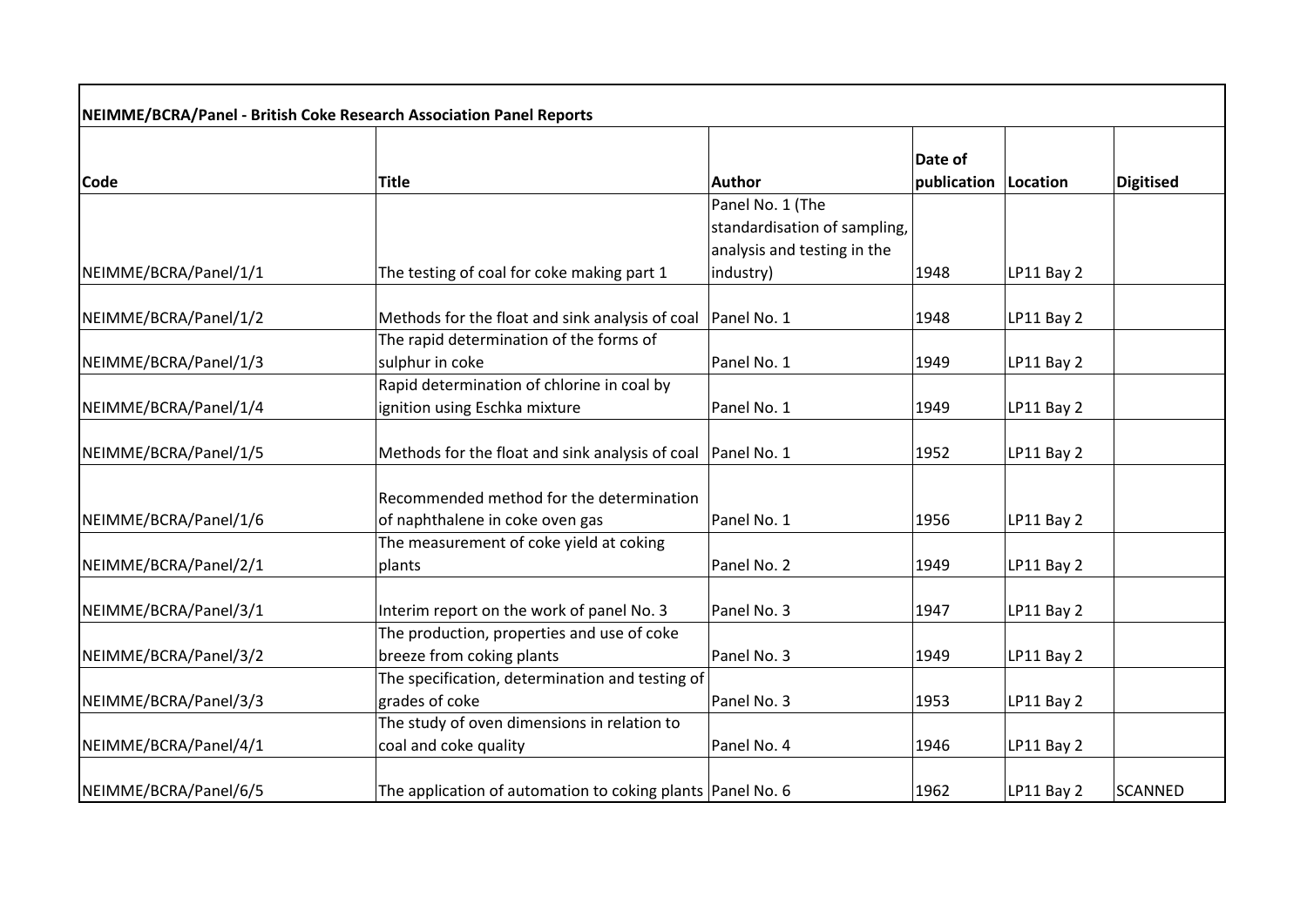**NEIMME/BCRA/Panel - British Coke Research Association Panel Reports**

| Code | Title | Author | Date of publication | Location | Digitised |
|---|---|---|---|---|---|
| NEIMME/BCRA/Panel/1/1 | The testing of coal for coke making part 1 | Panel No. 1 (The standardisation of sampling, analysis and testing in the industry) | 1948 | LP11 Bay 2 | |
| NEIMME/BCRA/Panel/1/2 | Methods for the float and sink analysis of coal | Panel No. 1 | 1948 | LP11 Bay 2 | |
| NEIMME/BCRA/Panel/1/3 | The rapid determination of the forms of sulphur in coke | Panel No. 1 | 1949 | LP11 Bay 2 | |
| NEIMME/BCRA/Panel/1/4 | Rapid determination of chlorine in coal by ignition using Eschka mixture | Panel No. 1 | 1949 | LP11 Bay 2 | |
| NEIMME/BCRA/Panel/1/5 | Methods for the float and sink analysis of coal | Panel No. 1 | 1952 | LP11 Bay 2 | |
| NEIMME/BCRA/Panel/1/6 | Recommended method for the determination of naphthalene in coke oven gas | Panel No. 1 | 1956 | LP11 Bay 2 | |
| NEIMME/BCRA/Panel/2/1 | The measurement of coke yield at coking plants | Panel No. 2 | 1949 | LP11 Bay 2 | |
| NEIMME/BCRA/Panel/3/1 | Interim report on the work of panel No. 3 | Panel No. 3 | 1947 | LP11 Bay 2 | |
| NEIMME/BCRA/Panel/3/2 | The production, properties and use of coke breeze from coking plants | Panel No. 3 | 1949 | LP11 Bay 2 | |
| NEIMME/BCRA/Panel/3/3 | The specification, determination and testing of grades of coke | Panel No. 3 | 1953 | LP11 Bay 2 | |
| NEIMME/BCRA/Panel/4/1 | The study of oven dimensions in relation to coal and coke quality | Panel No. 4 | 1946 | LP11 Bay 2 | |
| NEIMME/BCRA/Panel/6/5 | The application of automation to coking plants | Panel No. 6 | 1962 | LP11 Bay 2 | SCANNED |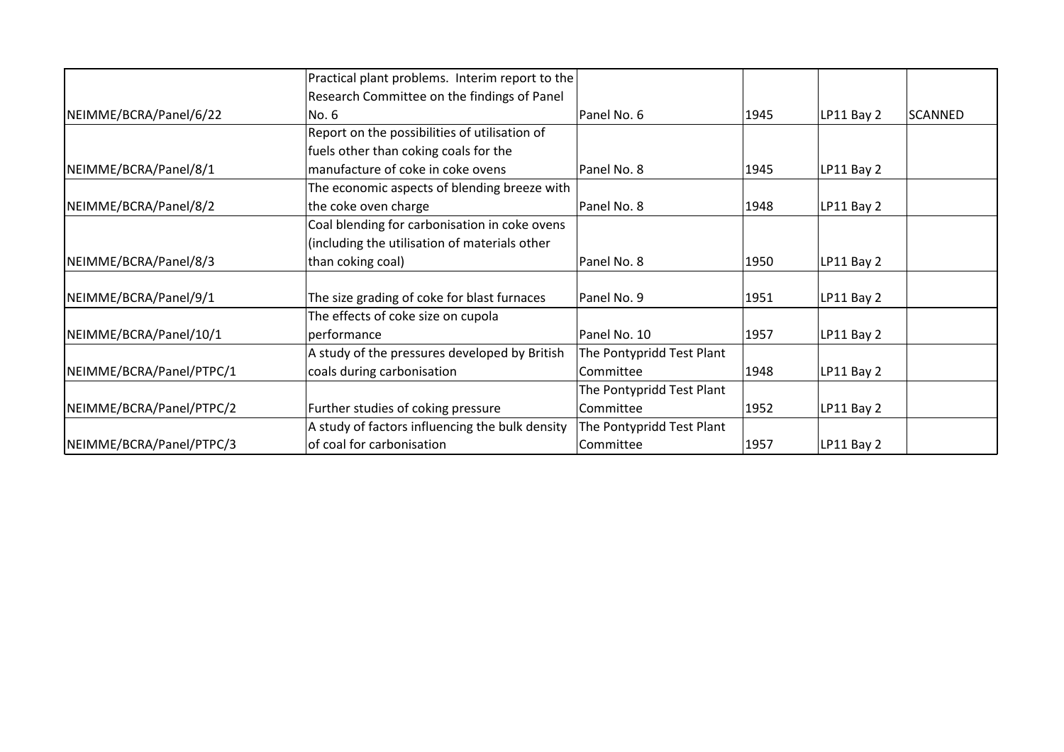| | | | | | |
|---|---|---|---|---|---|
| NEIMME/BCRA/Panel/6/22 | Practical plant problems. Interim report to the Research Committee on the findings of Panel No. 6 | Panel No. 6 | 1945 | LP11 Bay 2 | SCANNED |
| NEIMME/BCRA/Panel/8/1 | Report on the possibilities of utilisation of fuels other than coking coals for the manufacture of coke in coke ovens | Panel No. 8 | 1945 | LP11 Bay 2 | |
| NEIMME/BCRA/Panel/8/2 | The economic aspects of blending breeze with the coke oven charge | Panel No. 8 | 1948 | LP11 Bay 2 | |
| NEIMME/BCRA/Panel/8/3 | Coal blending for carbonisation in coke ovens (including the utilisation of materials other than coking coal) | Panel No. 8 | 1950 | LP11 Bay 2 | |
| NEIMME/BCRA/Panel/9/1 | The size grading of coke for blast furnaces | Panel No. 9 | 1951 | LP11 Bay 2 | |
| NEIMME/BCRA/Panel/10/1 | The effects of coke size on cupola performance | Panel No. 10 | 1957 | LP11 Bay 2 | |
| NEIMME/BCRA/Panel/PTPC/1 | A study of the pressures developed by British coals during carbonisation | The Pontypridd Test Plant Committee | 1948 | LP11 Bay 2 | |
| NEIMME/BCRA/Panel/PTPC/2 | Further studies of coking pressure | The Pontypridd Test Plant Committee | 1952 | LP11 Bay 2 | |
| NEIMME/BCRA/Panel/PTPC/3 | A study of factors influencing the bulk density of coal for carbonisation | The Pontypridd Test Plant Committee | 1957 | LP11 Bay 2 | |